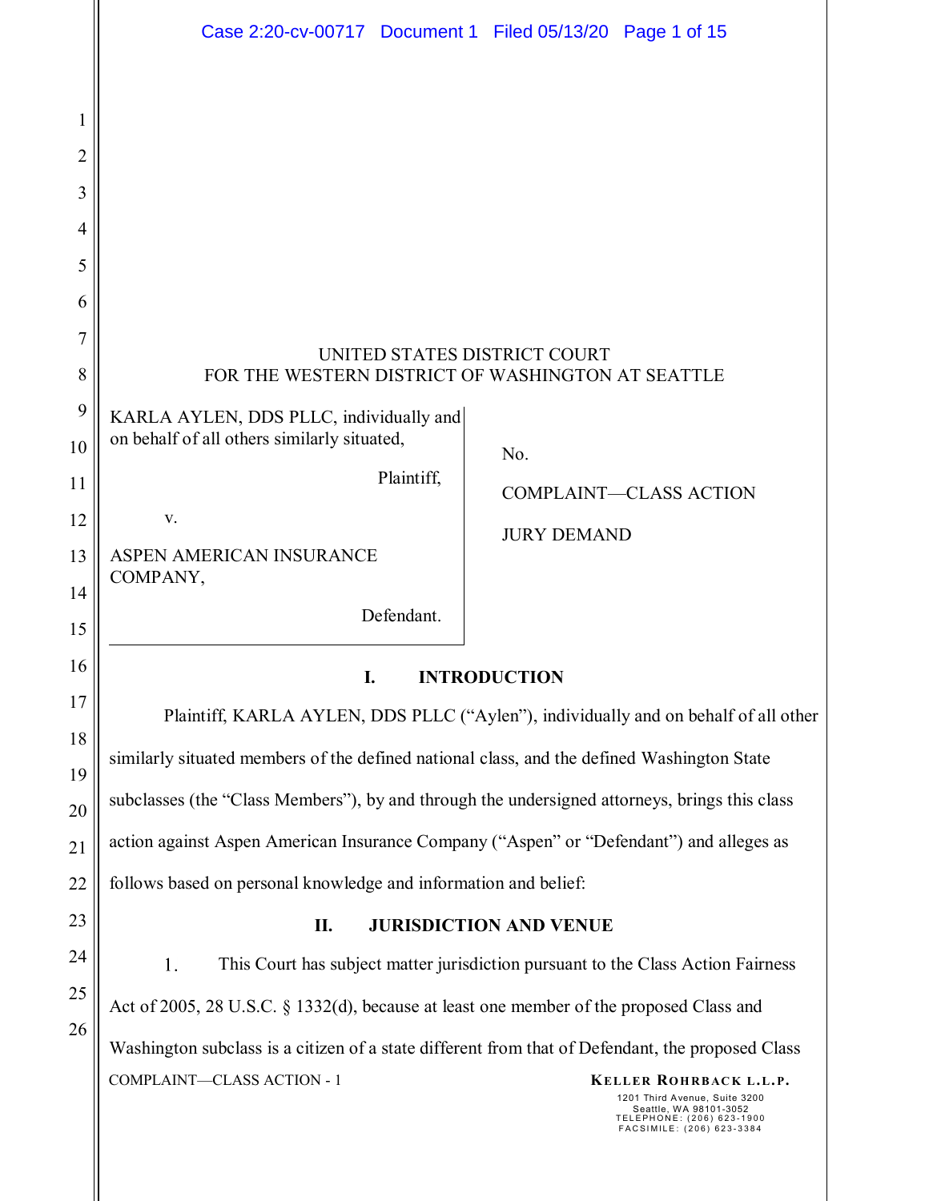UNITED STATES DISTRICT COURT
FOR THE WESTERN DISTRICT OF WASHINGTON AT SEATTLE

| | |
|---|---|
| KARLA AYLEN, DDS PLLC, individually and on behalf of all others similarly situated,<br><br>Plaintiff,<br><br>v.<br><br>ASPEN AMERICAN INSURANCE COMPANY,<br><br>Defendant. | No.<br><br>COMPLAINT—CLASS ACTION<br><br>JURY DEMAND |

## I. INTRODUCTION

Plaintiff, KARLA AYLEN, DDS PLLC ("Aylen"), individually and on behalf of all other similarly situated members of the defined national class, and the defined Washington State subclasses (the "Class Members"), by and through the undersigned attorneys, brings this class action against Aspen American Insurance Company ("Aspen" or "Defendant") and alleges as follows based on personal knowledge and information and belief:

## II. JURISDICTION AND VENUE

1. This Court has subject matter jurisdiction pursuant to the Class Action Fairness Act of 2005, 28 U.S.C. § 1332(d), because at least one member of the proposed Class and Washington subclass is a citizen of a state different from that of Defendant, the proposed Class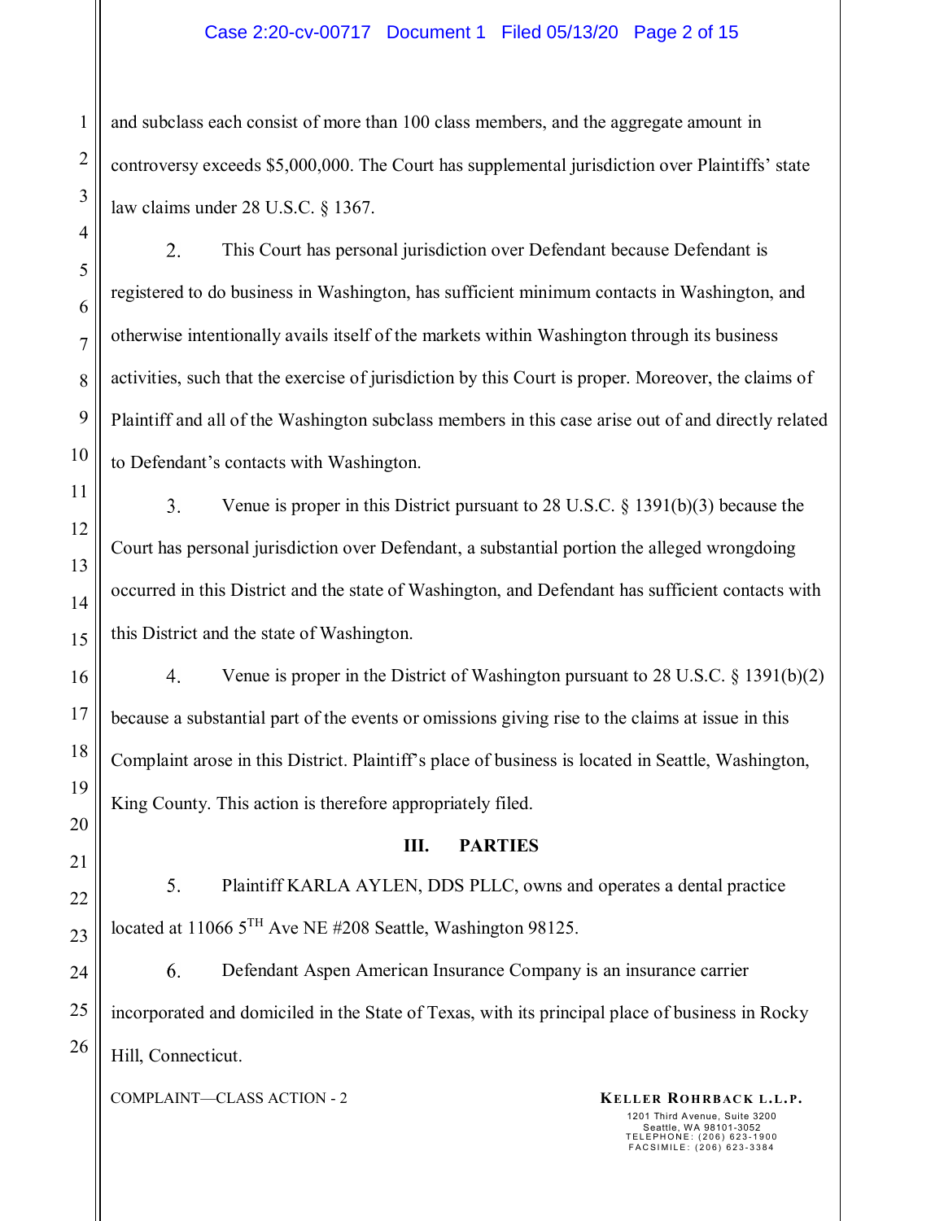and subclass each consist of more than 100 class members, and the aggregate amount in controversy exceeds $5,000,000. The Court has supplemental jurisdiction over Plaintiffs' state law claims under 28 U.S.C. § 1367.

2. This Court has personal jurisdiction over Defendant because Defendant is registered to do business in Washington, has sufficient minimum contacts in Washington, and otherwise intentionally avails itself of the markets within Washington through its business activities, such that the exercise of jurisdiction by this Court is proper. Moreover, the claims of Plaintiff and all of the Washington subclass members in this case arise out of and directly related to Defendant's contacts with Washington.

3. Venue is proper in this District pursuant to 28 U.S.C. § 1391(b)(3) because the Court has personal jurisdiction over Defendant, a substantial portion the alleged wrongdoing occurred in this District and the state of Washington, and Defendant has sufficient contacts with this District and the state of Washington.

4. Venue is proper in the District of Washington pursuant to 28 U.S.C. § 1391(b)(2) because a substantial part of the events or omissions giving rise to the claims at issue in this Complaint arose in this District. Plaintiff's place of business is located in Seattle, Washington, King County. This action is therefore appropriately filed.

## III. PARTIES

5. Plaintiff KARLA AYLEN, DDS PLLC, owns and operates a dental practice located at 11066 5TH Ave NE #208 Seattle, Washington 98125.

6. Defendant Aspen American Insurance Company is an insurance carrier incorporated and domiciled in the State of Texas, with its principal place of business in Rocky Hill, Connecticut.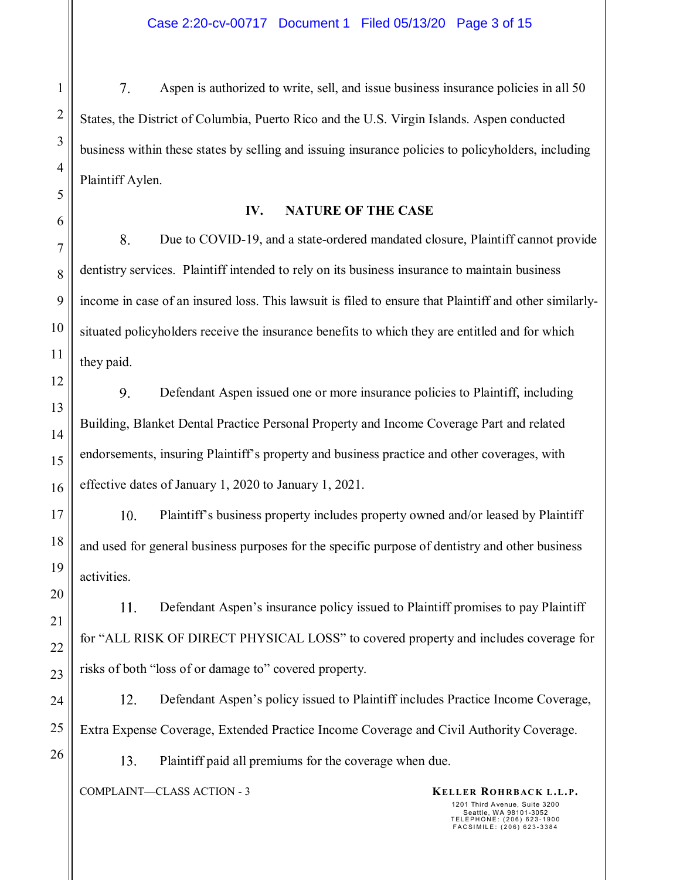7. Aspen is authorized to write, sell, and issue business insurance policies in all 50 States, the District of Columbia, Puerto Rico and the U.S. Virgin Islands. Aspen conducted business within these states by selling and issuing insurance policies to policyholders, including Plaintiff Aylen.

## IV. NATURE OF THE CASE

8. Due to COVID-19, and a state-ordered mandated closure, Plaintiff cannot provide dentistry services. Plaintiff intended to rely on its business insurance to maintain business income in case of an insured loss. This lawsuit is filed to ensure that Plaintiff and other similarly-situated policyholders receive the insurance benefits to which they are entitled and for which they paid.

9. Defendant Aspen issued one or more insurance policies to Plaintiff, including Building, Blanket Dental Practice Personal Property and Income Coverage Part and related endorsements, insuring Plaintiff's property and business practice and other coverages, with effective dates of January 1, 2020 to January 1, 2021.

10. Plaintiff's business property includes property owned and/or leased by Plaintiff and used for general business purposes for the specific purpose of dentistry and other business activities.

11. Defendant Aspen's insurance policy issued to Plaintiff promises to pay Plaintiff for "ALL RISK OF DIRECT PHYSICAL LOSS" to covered property and includes coverage for risks of both "loss of or damage to" covered property.

12. Defendant Aspen's policy issued to Plaintiff includes Practice Income Coverage, Extra Expense Coverage, Extended Practice Income Coverage and Civil Authority Coverage.

13. Plaintiff paid all premiums for the coverage when due.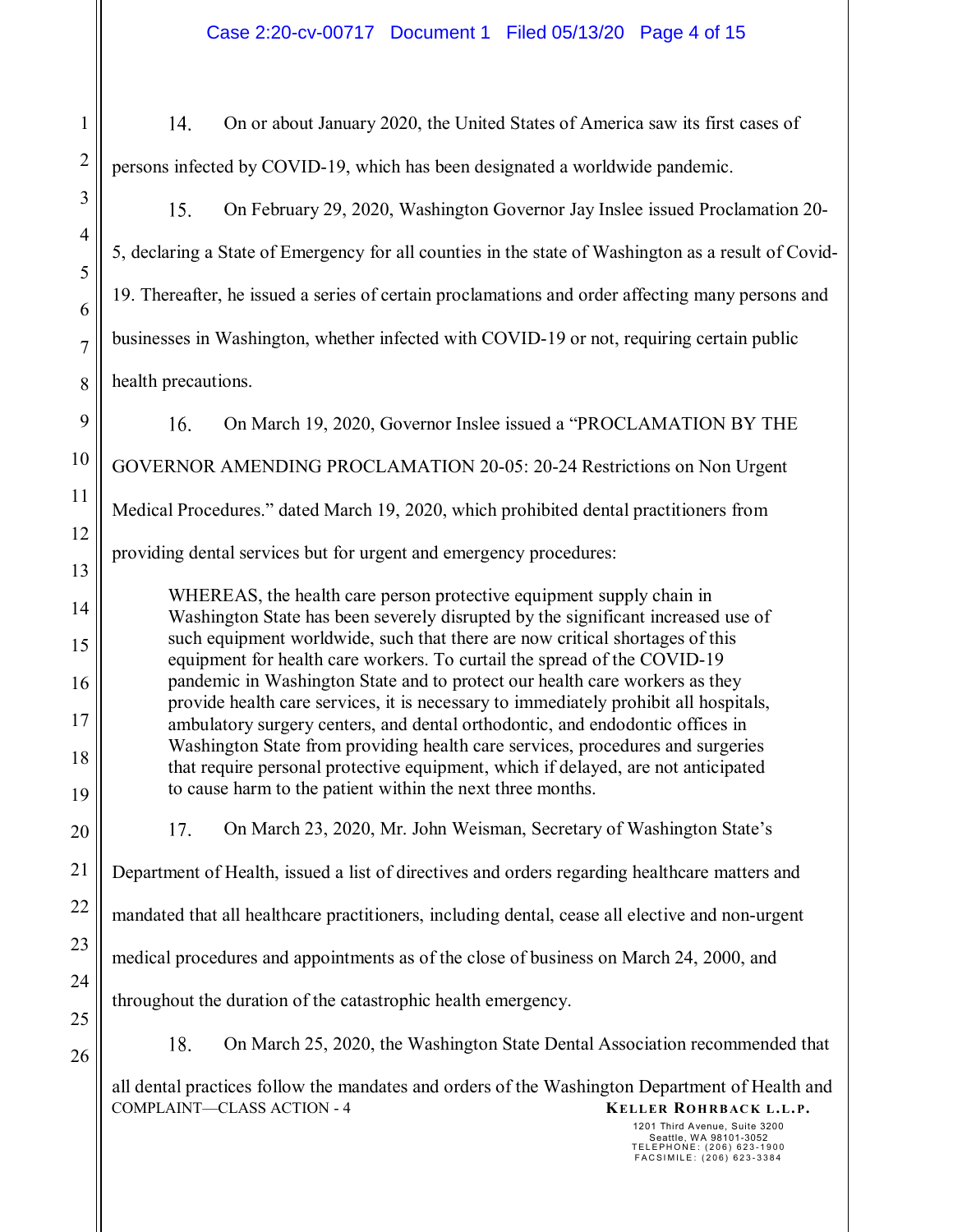14. On or about January 2020, the United States of America saw its first cases of persons infected by COVID-19, which has been designated a worldwide pandemic.

15. On February 29, 2020, Washington Governor Jay Inslee issued Proclamation 20-5, declaring a State of Emergency for all counties in the state of Washington as a result of Covid-19. Thereafter, he issued a series of certain proclamations and order affecting many persons and businesses in Washington, whether infected with COVID-19 or not, requiring certain public health precautions.

16. On March 19, 2020, Governor Inslee issued a "PROCLAMATION BY THE GOVERNOR AMENDING PROCLAMATION 20-05: 20-24 Restrictions on Non Urgent Medical Procedures." dated March 19, 2020, which prohibited dental practitioners from providing dental services but for urgent and emergency procedures:

> WHEREAS, the health care person protective equipment supply chain in Washington State has been severely disrupted by the significant increased use of such equipment worldwide, such that there are now critical shortages of this equipment for health care workers. To curtail the spread of the COVID-19 pandemic in Washington State and to protect our health care workers as they provide health care services, it is necessary to immediately prohibit all hospitals, ambulatory surgery centers, and dental orthodontic, and endodontic offices in Washington State from providing health care services, procedures and surgeries that require personal protective equipment, which if delayed, are not anticipated to cause harm to the patient within the next three months.

17. On March 23, 2020, Mr. John Weisman, Secretary of Washington State's Department of Health, issued a list of directives and orders regarding healthcare matters and mandated that all healthcare practitioners, including dental, cease all elective and non-urgent medical procedures and appointments as of the close of business on March 24, 2000, and throughout the duration of the catastrophic health emergency.

18. On March 25, 2020, the Washington State Dental Association recommended that all dental practices follow the mandates and orders of the Washington Department of Health and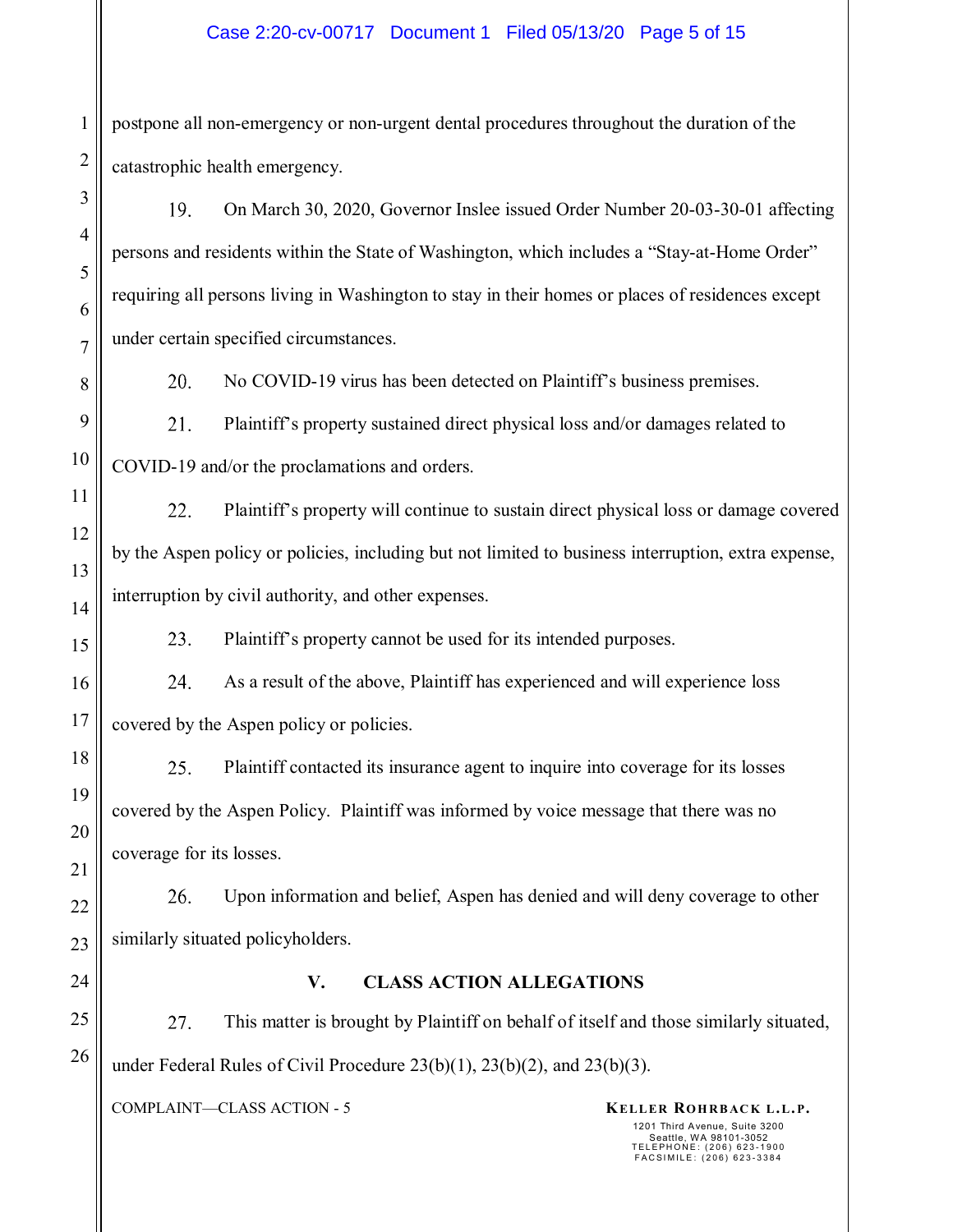postpone all non-emergency or non-urgent dental procedures throughout the duration of the catastrophic health emergency.

19. On March 30, 2020, Governor Inslee issued Order Number 20-03-30-01 affecting persons and residents within the State of Washington, which includes a "Stay-at-Home Order" requiring all persons living in Washington to stay in their homes or places of residences except under certain specified circumstances.

20. No COVID-19 virus has been detected on Plaintiff's business premises.

21. Plaintiff's property sustained direct physical loss and/or damages related to COVID-19 and/or the proclamations and orders.

22. Plaintiff's property will continue to sustain direct physical loss or damage covered by the Aspen policy or policies, including but not limited to business interruption, extra expense, interruption by civil authority, and other expenses.

23. Plaintiff's property cannot be used for its intended purposes.

24. As a result of the above, Plaintiff has experienced and will experience loss covered by the Aspen policy or policies.

25. Plaintiff contacted its insurance agent to inquire into coverage for its losses covered by the Aspen Policy. Plaintiff was informed by voice message that there was no coverage for its losses.

26. Upon information and belief, Aspen has denied and will deny coverage to other similarly situated policyholders.

## V. CLASS ACTION ALLEGATIONS

27. This matter is brought by Plaintiff on behalf of itself and those similarly situated, under Federal Rules of Civil Procedure 23(b)(1), 23(b)(2), and 23(b)(3).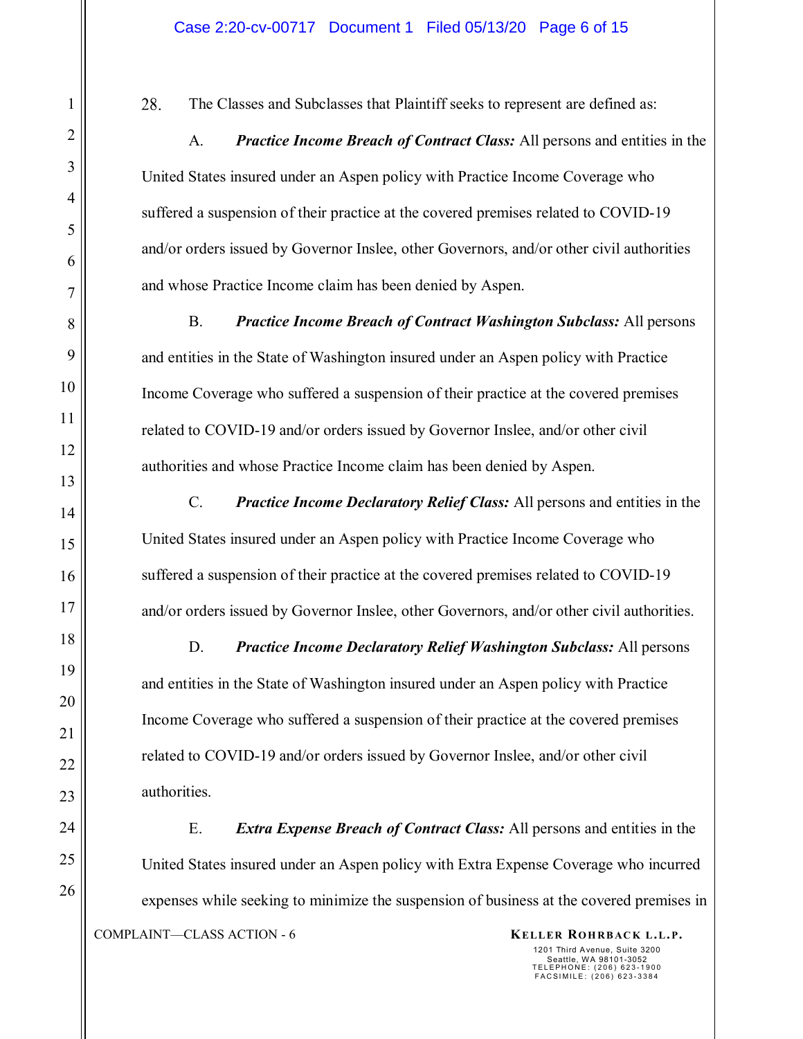28. The Classes and Subclasses that Plaintiff seeks to represent are defined as:

A. ***Practice Income Breach of Contract Class:*** All persons and entities in the United States insured under an Aspen policy with Practice Income Coverage who suffered a suspension of their practice at the covered premises related to COVID-19 and/or orders issued by Governor Inslee, other Governors, and/or other civil authorities and whose Practice Income claim has been denied by Aspen.

B. ***Practice Income Breach of Contract Washington Subclass:*** All persons and entities in the State of Washington insured under an Aspen policy with Practice Income Coverage who suffered a suspension of their practice at the covered premises related to COVID-19 and/or orders issued by Governor Inslee, and/or other civil authorities and whose Practice Income claim has been denied by Aspen.

C. ***Practice Income Declaratory Relief Class:*** All persons and entities in the United States insured under an Aspen policy with Practice Income Coverage who suffered a suspension of their practice at the covered premises related to COVID-19 and/or orders issued by Governor Inslee, other Governors, and/or other civil authorities.

D. ***Practice Income Declaratory Relief Washington Subclass:*** All persons and entities in the State of Washington insured under an Aspen policy with Practice Income Coverage who suffered a suspension of their practice at the covered premises related to COVID-19 and/or orders issued by Governor Inslee, and/or other civil authorities.

E. ***Extra Expense Breach of Contract Class:*** All persons and entities in the United States insured under an Aspen policy with Extra Expense Coverage who incurred expenses while seeking to minimize the suspension of business at the covered premises in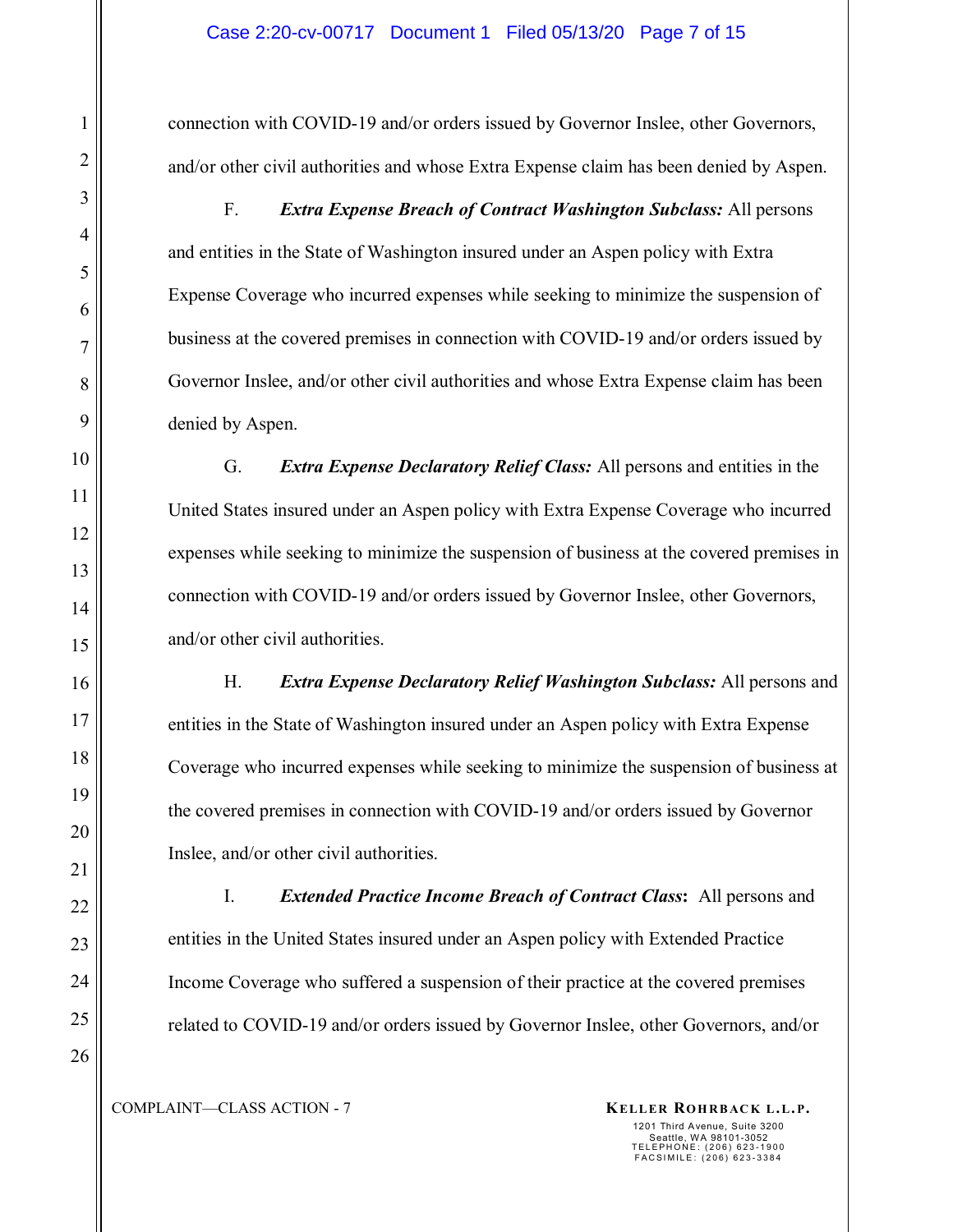connection with COVID-19 and/or orders issued by Governor Inslee, other Governors, and/or other civil authorities and whose Extra Expense claim has been denied by Aspen.

F. ***Extra Expense Breach of Contract Washington Subclass:*** All persons and entities in the State of Washington insured under an Aspen policy with Extra Expense Coverage who incurred expenses while seeking to minimize the suspension of business at the covered premises in connection with COVID-19 and/or orders issued by Governor Inslee, and/or other civil authorities and whose Extra Expense claim has been denied by Aspen.

G. ***Extra Expense Declaratory Relief Class:*** All persons and entities in the United States insured under an Aspen policy with Extra Expense Coverage who incurred expenses while seeking to minimize the suspension of business at the covered premises in connection with COVID-19 and/or orders issued by Governor Inslee, other Governors, and/or other civil authorities.

H. ***Extra Expense Declaratory Relief Washington Subclass:*** All persons and entities in the State of Washington insured under an Aspen policy with Extra Expense Coverage who incurred expenses while seeking to minimize the suspension of business at the covered premises in connection with COVID-19 and/or orders issued by Governor Inslee, and/or other civil authorities.

I. ***Extended Practice Income Breach of Contract Class*:** All persons and entities in the United States insured under an Aspen policy with Extended Practice Income Coverage who suffered a suspension of their practice at the covered premises related to COVID-19 and/or orders issued by Governor Inslee, other Governors, and/or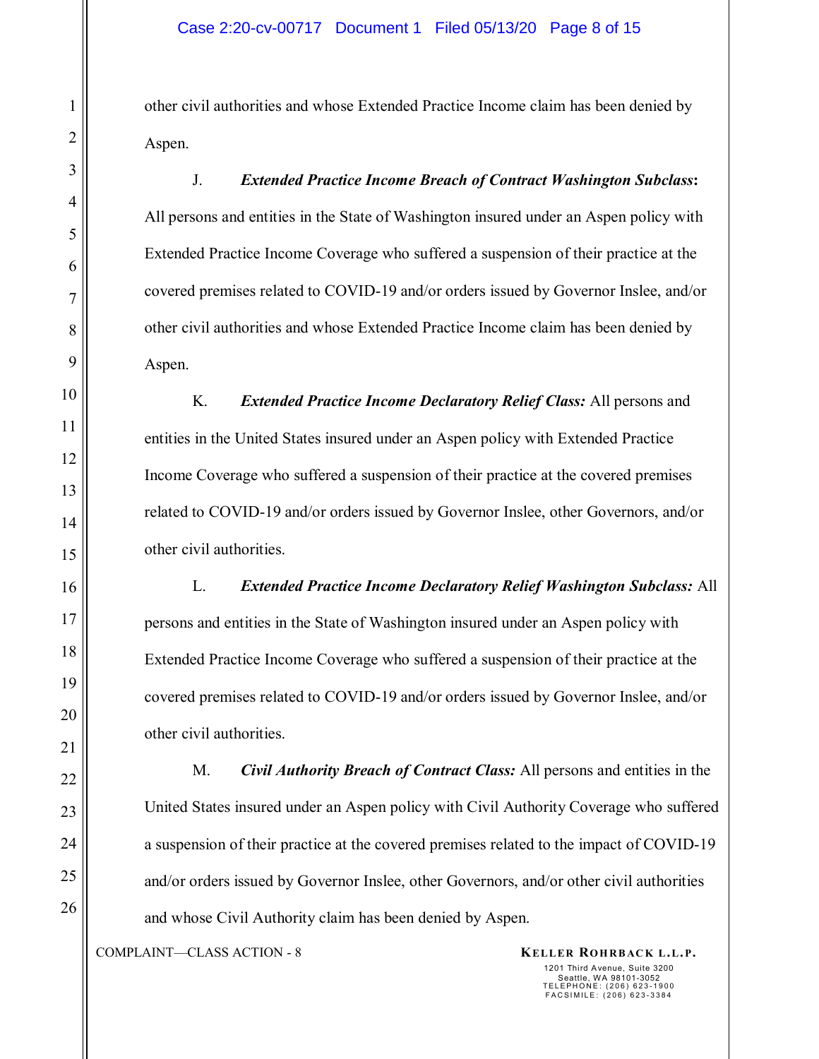other civil authorities and whose Extended Practice Income claim has been denied by Aspen.

J. ***Extended Practice Income Breach of Contract Washington Subclass*:** All persons and entities in the State of Washington insured under an Aspen policy with Extended Practice Income Coverage who suffered a suspension of their practice at the covered premises related to COVID-19 and/or orders issued by Governor Inslee, and/or other civil authorities and whose Extended Practice Income claim has been denied by Aspen.

K. ***Extended Practice Income Declaratory Relief Class:*** All persons and entities in the United States insured under an Aspen policy with Extended Practice Income Coverage who suffered a suspension of their practice at the covered premises related to COVID-19 and/or orders issued by Governor Inslee, other Governors, and/or other civil authorities.

L. ***Extended Practice Income Declaratory Relief Washington Subclass:*** All persons and entities in the State of Washington insured under an Aspen policy with Extended Practice Income Coverage who suffered a suspension of their practice at the covered premises related to COVID-19 and/or orders issued by Governor Inslee, and/or other civil authorities.

M. ***Civil Authority Breach of Contract Class:*** All persons and entities in the United States insured under an Aspen policy with Civil Authority Coverage who suffered a suspension of their practice at the covered premises related to the impact of COVID-19 and/or orders issued by Governor Inslee, other Governors, and/or other civil authorities and whose Civil Authority claim has been denied by Aspen.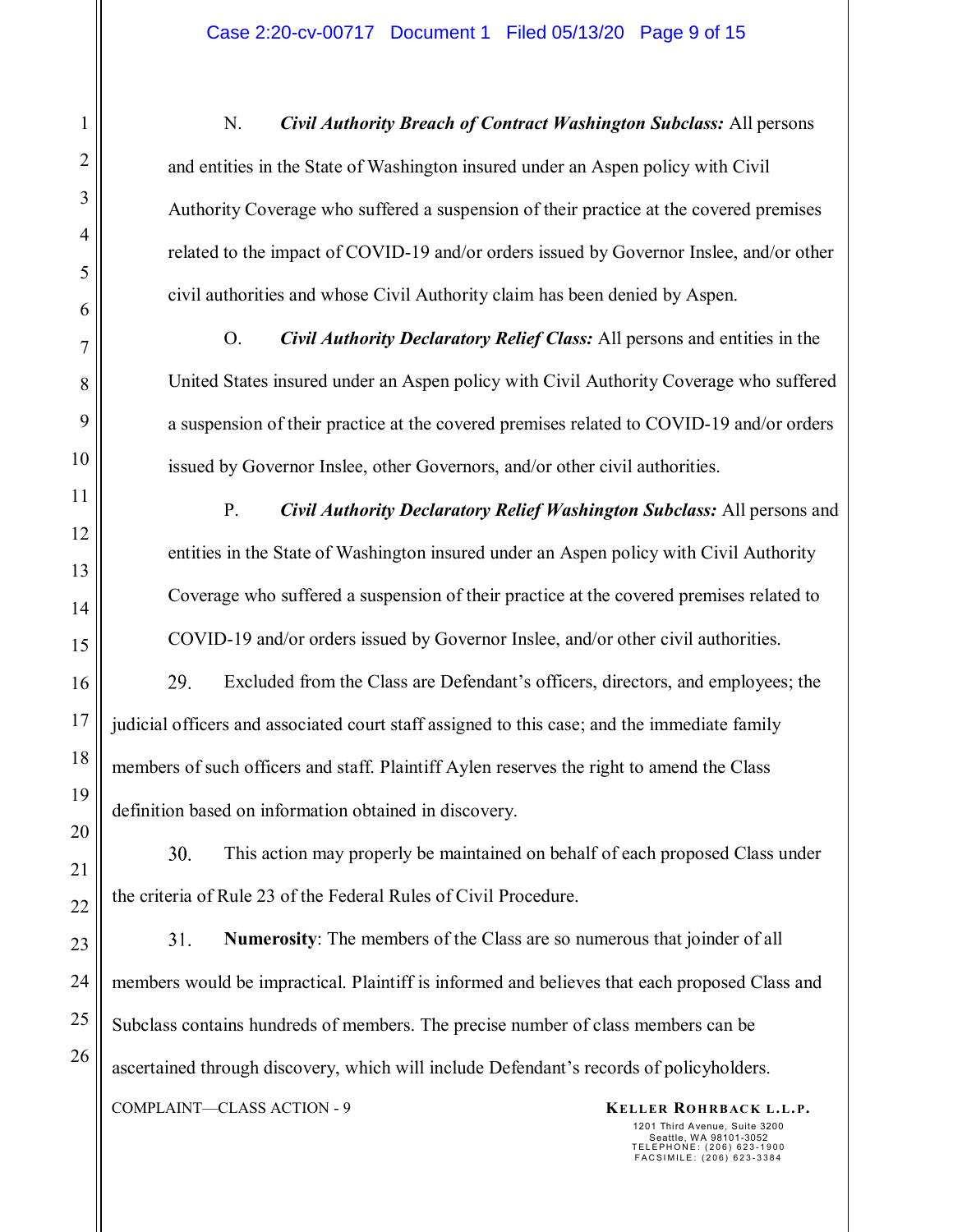N. ***Civil Authority Breach of Contract Washington Subclass:*** All persons and entities in the State of Washington insured under an Aspen policy with Civil Authority Coverage who suffered a suspension of their practice at the covered premises related to the impact of COVID-19 and/or orders issued by Governor Inslee, and/or other civil authorities and whose Civil Authority claim has been denied by Aspen.

O. ***Civil Authority Declaratory Relief Class:*** All persons and entities in the United States insured under an Aspen policy with Civil Authority Coverage who suffered a suspension of their practice at the covered premises related to COVID-19 and/or orders issued by Governor Inslee, other Governors, and/or other civil authorities.

P. ***Civil Authority Declaratory Relief Washington Subclass:*** All persons and entities in the State of Washington insured under an Aspen policy with Civil Authority Coverage who suffered a suspension of their practice at the covered premises related to COVID-19 and/or orders issued by Governor Inslee, and/or other civil authorities.

29. Excluded from the Class are Defendant's officers, directors, and employees; the judicial officers and associated court staff assigned to this case; and the immediate family members of such officers and staff. Plaintiff Aylen reserves the right to amend the Class definition based on information obtained in discovery.

30. This action may properly be maintained on behalf of each proposed Class under the criteria of Rule 23 of the Federal Rules of Civil Procedure.

31. **Numerosity**: The members of the Class are so numerous that joinder of all members would be impractical. Plaintiff is informed and believes that each proposed Class and Subclass contains hundreds of members. The precise number of class members can be ascertained through discovery, which will include Defendant's records of policyholders.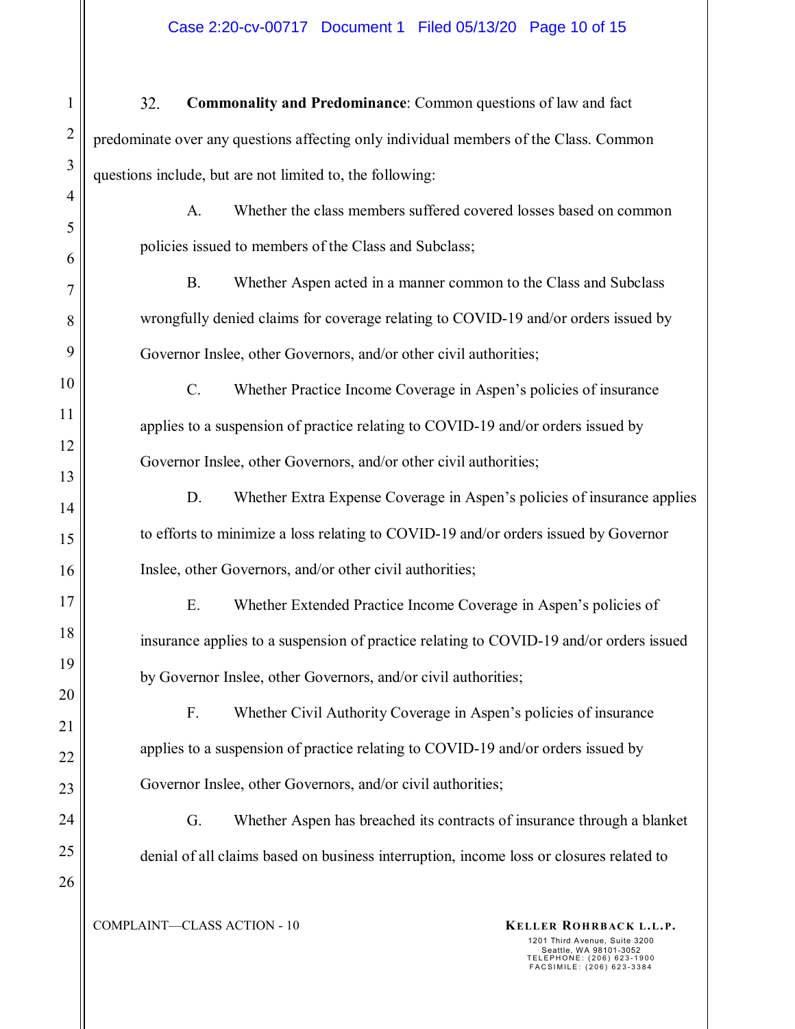32. **Commonality and Predominance**: Common questions of law and fact predominate over any questions affecting only individual members of the Class. Common questions include, but are not limited to, the following:

A. Whether the class members suffered covered losses based on common policies issued to members of the Class and Subclass;

B. Whether Aspen acted in a manner common to the Class and Subclass wrongfully denied claims for coverage relating to COVID-19 and/or orders issued by Governor Inslee, other Governors, and/or other civil authorities;

C. Whether Practice Income Coverage in Aspen's policies of insurance applies to a suspension of practice relating to COVID-19 and/or orders issued by Governor Inslee, other Governors, and/or other civil authorities;

D. Whether Extra Expense Coverage in Aspen's policies of insurance applies to efforts to minimize a loss relating to COVID-19 and/or orders issued by Governor Inslee, other Governors, and/or other civil authorities;

E. Whether Extended Practice Income Coverage in Aspen's policies of insurance applies to a suspension of practice relating to COVID-19 and/or orders issued by Governor Inslee, other Governors, and/or civil authorities;

F. Whether Civil Authority Coverage in Aspen's policies of insurance applies to a suspension of practice relating to COVID-19 and/or orders issued by Governor Inslee, other Governors, and/or civil authorities;

G. Whether Aspen has breached its contracts of insurance through a blanket denial of all claims based on business interruption, income loss or closures related to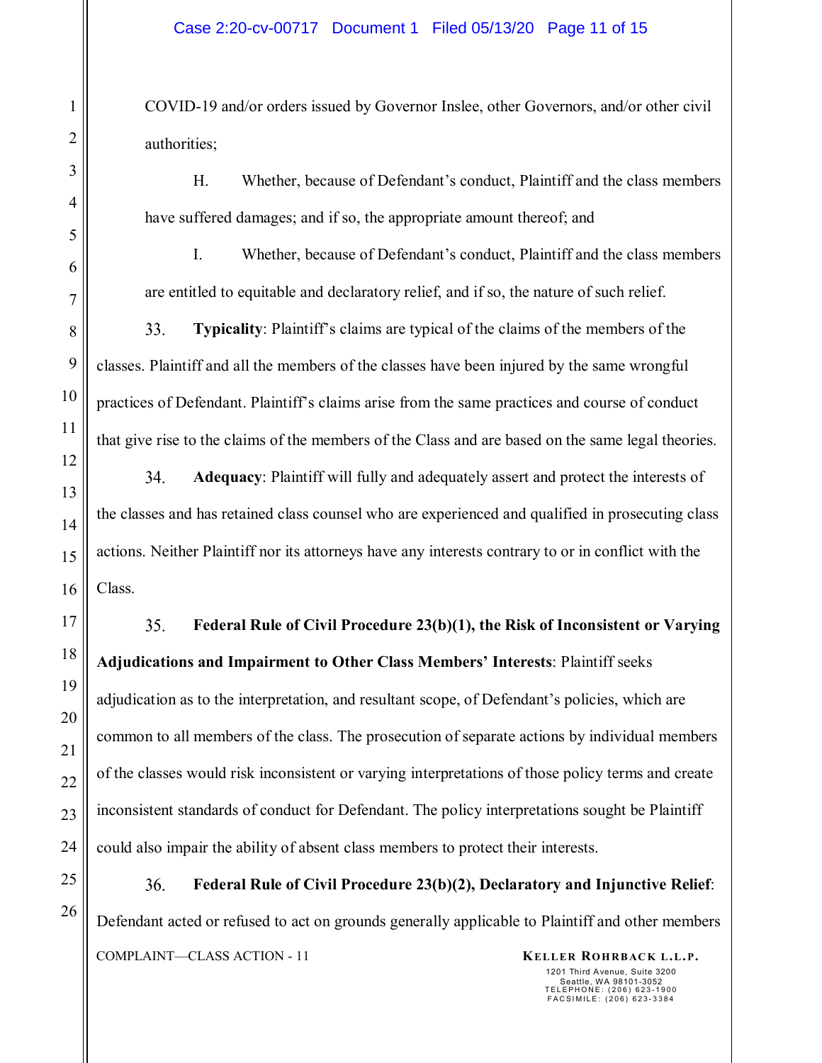COVID-19 and/or orders issued by Governor Inslee, other Governors, and/or other civil authorities;

H. Whether, because of Defendant's conduct, Plaintiff and the class members have suffered damages; and if so, the appropriate amount thereof; and

I. Whether, because of Defendant's conduct, Plaintiff and the class members are entitled to equitable and declaratory relief, and if so, the nature of such relief.

33. **Typicality**: Plaintiff's claims are typical of the claims of the members of the classes. Plaintiff and all the members of the classes have been injured by the same wrongful practices of Defendant. Plaintiff's claims arise from the same practices and course of conduct that give rise to the claims of the members of the Class and are based on the same legal theories.

34. **Adequacy**: Plaintiff will fully and adequately assert and protect the interests of the classes and has retained class counsel who are experienced and qualified in prosecuting class actions. Neither Plaintiff nor its attorneys have any interests contrary to or in conflict with the Class.

35. **Federal Rule of Civil Procedure 23(b)(1), the Risk of Inconsistent or Varying Adjudications and Impairment to Other Class Members' Interests**: Plaintiff seeks adjudication as to the interpretation, and resultant scope, of Defendant's policies, which are common to all members of the class. The prosecution of separate actions by individual members of the classes would risk inconsistent or varying interpretations of those policy terms and create inconsistent standards of conduct for Defendant. The policy interpretations sought be Plaintiff could also impair the ability of absent class members to protect their interests.

36. **Federal Rule of Civil Procedure 23(b)(2), Declaratory and Injunctive Relief**: Defendant acted or refused to act on grounds generally applicable to Plaintiff and other members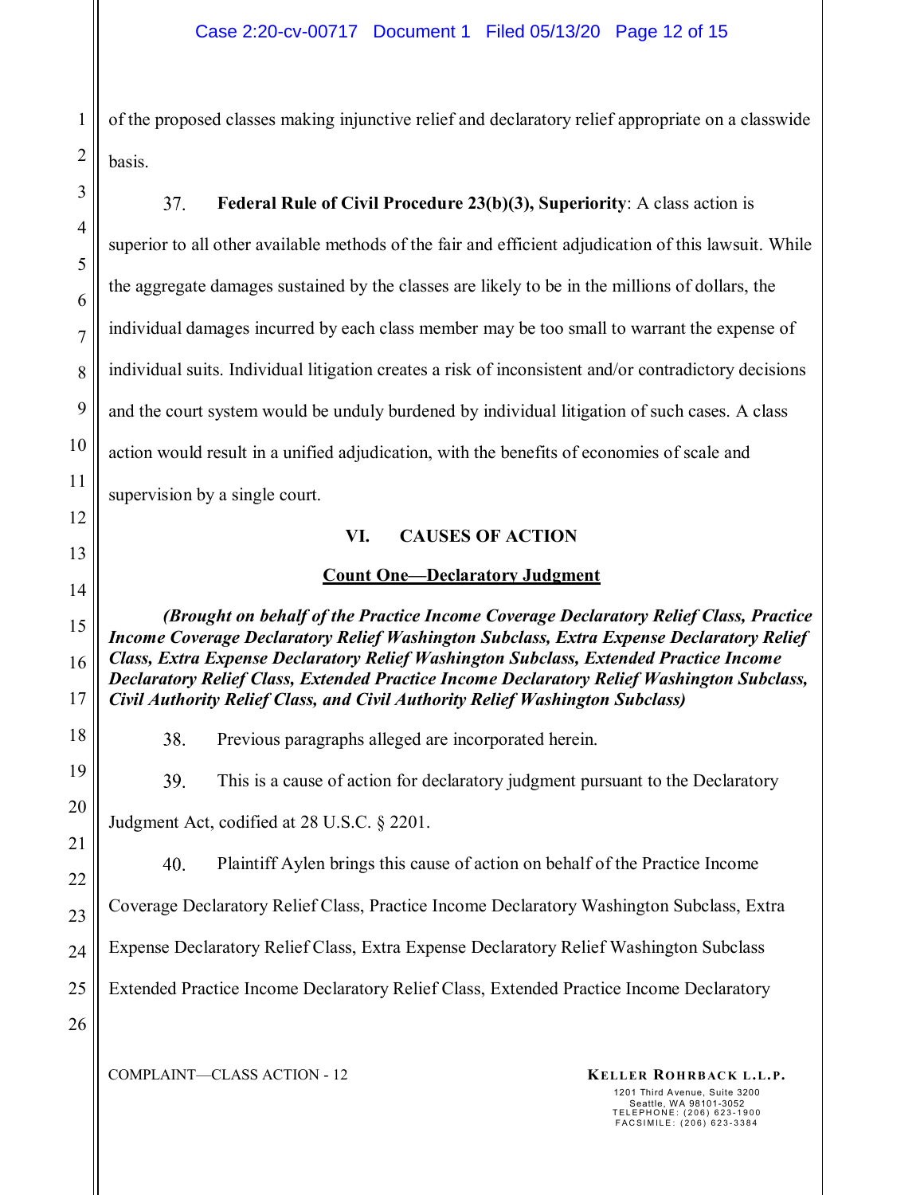of the proposed classes making injunctive relief and declaratory relief appropriate on a classwide basis.

37. **Federal Rule of Civil Procedure 23(b)(3), Superiority**: A class action is superior to all other available methods of the fair and efficient adjudication of this lawsuit. While the aggregate damages sustained by the classes are likely to be in the millions of dollars, the individual damages incurred by each class member may be too small to warrant the expense of individual suits. Individual litigation creates a risk of inconsistent and/or contradictory decisions and the court system would be unduly burdened by individual litigation of such cases. A class action would result in a unified adjudication, with the benefits of economies of scale and supervision by a single court.

## VI. CAUSES OF ACTION

### Count One—Declaratory Judgment

***(Brought on behalf of the Practice Income Coverage Declaratory Relief Class, Practice Income Coverage Declaratory Relief Washington Subclass, Extra Expense Declaratory Relief Class, Extra Expense Declaratory Relief Washington Subclass, Extended Practice Income Declaratory Relief Class, Extended Practice Income Declaratory Relief Washington Subclass, Civil Authority Relief Class, and Civil Authority Relief Washington Subclass)***

38. Previous paragraphs alleged are incorporated herein.

39. This is a cause of action for declaratory judgment pursuant to the Declaratory Judgment Act, codified at 28 U.S.C. § 2201.

40. Plaintiff Aylen brings this cause of action on behalf of the Practice Income Coverage Declaratory Relief Class, Practice Income Declaratory Washington Subclass, Extra Expense Declaratory Relief Class, Extra Expense Declaratory Relief Washington Subclass Extended Practice Income Declaratory Relief Class, Extended Practice Income Declaratory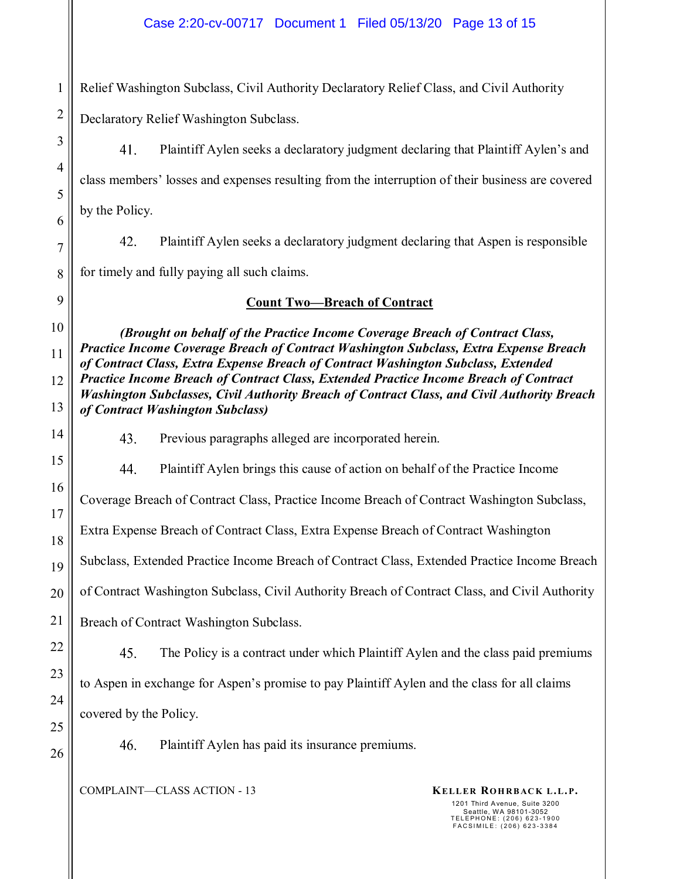Relief Washington Subclass, Civil Authority Declaratory Relief Class, and Civil Authority Declaratory Relief Washington Subclass.

41. Plaintiff Aylen seeks a declaratory judgment declaring that Plaintiff Aylen's and class members' losses and expenses resulting from the interruption of their business are covered by the Policy.

42. Plaintiff Aylen seeks a declaratory judgment declaring that Aspen is responsible for timely and fully paying all such claims.

**Count Two—Breach of Contract**

***(Brought on behalf of the Practice Income Coverage Breach of Contract Class, Practice Income Coverage Breach of Contract Washington Subclass, Extra Expense Breach of Contract Class, Extra Expense Breach of Contract Washington Subclass, Extended Practice Income Breach of Contract Class, Extended Practice Income Breach of Contract Washington Subclasses, Civil Authority Breach of Contract Class, and Civil Authority Breach of Contract Washington Subclass)***

43. Previous paragraphs alleged are incorporated herein.

44. Plaintiff Aylen brings this cause of action on behalf of the Practice Income Coverage Breach of Contract Class, Practice Income Breach of Contract Washington Subclass, Extra Expense Breach of Contract Class, Extra Expense Breach of Contract Washington Subclass, Extended Practice Income Breach of Contract Class, Extended Practice Income Breach of Contract Washington Subclass, Civil Authority Breach of Contract Class, and Civil Authority Breach of Contract Washington Subclass.

45. The Policy is a contract under which Plaintiff Aylen and the class paid premiums to Aspen in exchange for Aspen's promise to pay Plaintiff Aylen and the class for all claims covered by the Policy.

46. Plaintiff Aylen has paid its insurance premiums.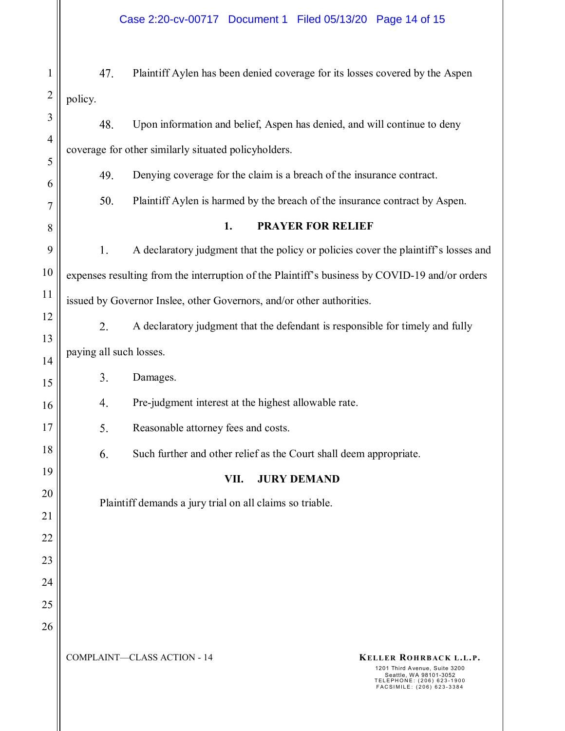47. Plaintiff Aylen has been denied coverage for its losses covered by the Aspen policy.

48. Upon information and belief, Aspen has denied, and will continue to deny coverage for other similarly situated policyholders.

49. Denying coverage for the claim is a breach of the insurance contract.

50. Plaintiff Aylen is harmed by the breach of the insurance contract by Aspen.

## 1. PRAYER FOR RELIEF

1. A declaratory judgment that the policy or policies cover the plaintiff's losses and expenses resulting from the interruption of the Plaintiff's business by COVID-19 and/or orders issued by Governor Inslee, other Governors, and/or other authorities.

2. A declaratory judgment that the defendant is responsible for timely and fully paying all such losses.

3. Damages.

4. Pre-judgment interest at the highest allowable rate.

5. Reasonable attorney fees and costs.

6. Such further and other relief as the Court shall deem appropriate.

## VII. JURY DEMAND

Plaintiff demands a jury trial on all claims so triable.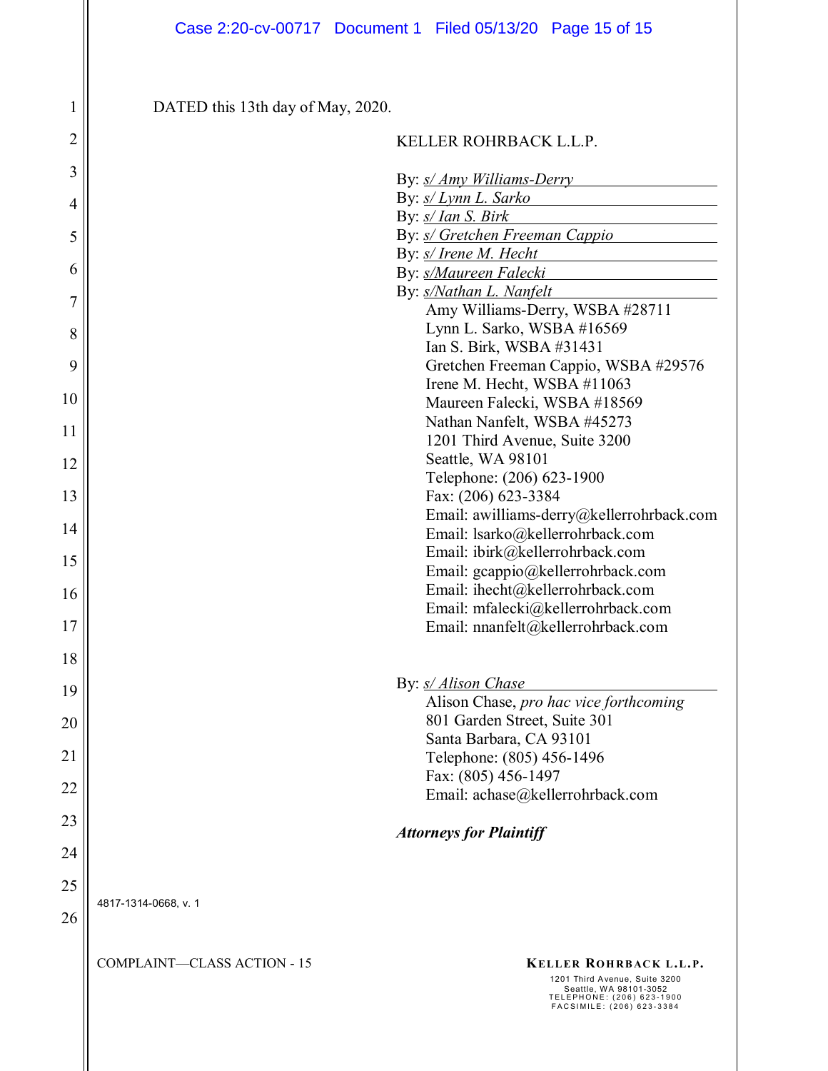DATED this 13th day of May, 2020.

KELLER ROHRBACK L.L.P.

By: *s/ Amy Williams-Derry*
By: *s/ Lynn L. Sarko*
By: *s/ Ian S. Birk*
By: *s/ Gretchen Freeman Cappio*
By: *s/ Irene M. Hecht*
By: *s/Maureen Falecki*
By: *s/Nathan L. Nanfelt*

Amy Williams-Derry, WSBA #28711
Lynn L. Sarko, WSBA #16569
Ian S. Birk, WSBA #31431
Gretchen Freeman Cappio, WSBA #29576
Irene M. Hecht, WSBA #11063
Maureen Falecki, WSBA #18569
Nathan Nanfelt, WSBA #45273
1201 Third Avenue, Suite 3200
Seattle, WA 98101
Telephone: (206) 623-1900
Fax: (206) 623-3384
Email: awilliams-derry@kellerrohrback.com
Email: lsarko@kellerrohrback.com
Email: ibirk@kellerrohrback.com
Email: gcappio@kellerrohrback.com
Email: ihecht@kellerrohrback.com
Email: mfalecki@kellerrohrback.com
Email: nnanfelt@kellerrohrback.com

By: *s/ Alison Chase*

Alison Chase, *pro hac vice forthcoming*
801 Garden Street, Suite 301
Santa Barbara, CA 93101
Telephone: (805) 456-1496
Fax: (805) 456-1497
Email: achase@kellerrohrback.com

***Attorneys for Plaintiff***

4817-1314-0668, v. 1